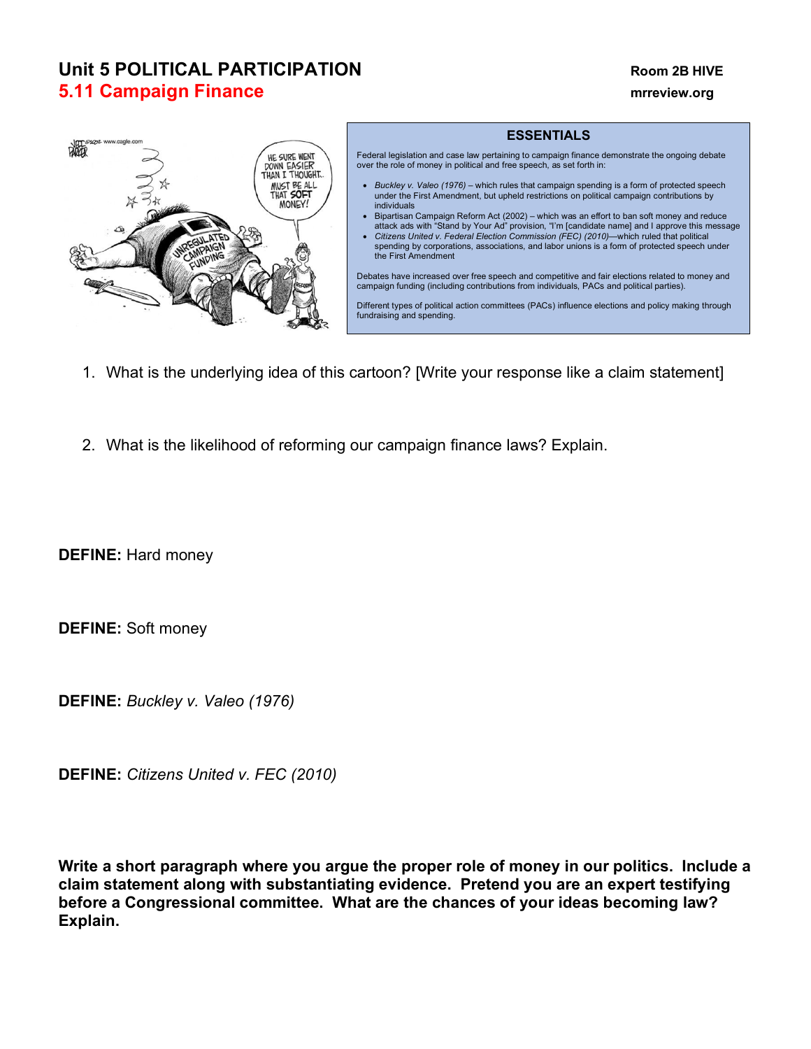# Unit 5 POLITICAL PARTICIPATION

## 5.11 Campaign Finance

Room 2B HIVE
mrreview.org

### ESSENTIALS

Federal legislation and case law pertaining to campaign finance demonstrate the ongoing debate over the role of money in political and free speech, as set forth in:

- *Buckley v. Valeo (1976)* – which rules that campaign spending is a form of protected speech under the First Amendment, but upheld restrictions on political campaign contributions by individuals
- Bipartisan Campaign Reform Act (2002) – which was an effort to ban soft money and reduce attack ads with "Stand by Your Ad" provision, "I'm [candidate name] and I approve this message
- *Citizens United v. Federal Election Commission (FEC) (2010)*—which ruled that political spending by corporations, associations, and labor unions is a form of protected speech under the First Amendment

Debates have increased over free speech and competitive and fair elections related to money and campaign funding (including contributions from individuals, PACs and political parties).

Different types of political action committees (PACs) influence elections and policy making through fundraising and spending.

1. What is the underlying idea of this cartoon? [Write your response like a claim statement]

2. What is the likelihood of reforming our campaign finance laws? Explain.

**DEFINE:** Hard money

**DEFINE:** Soft money

**DEFINE:** *Buckley v. Valeo (1976)*

**DEFINE:** *Citizens United v. FEC (2010)*

**Write a short paragraph where you argue the proper role of money in our politics. Include a claim statement along with substantiating evidence. Pretend you are an expert testifying before a Congressional committee. What are the chances of your ideas becoming law? Explain.**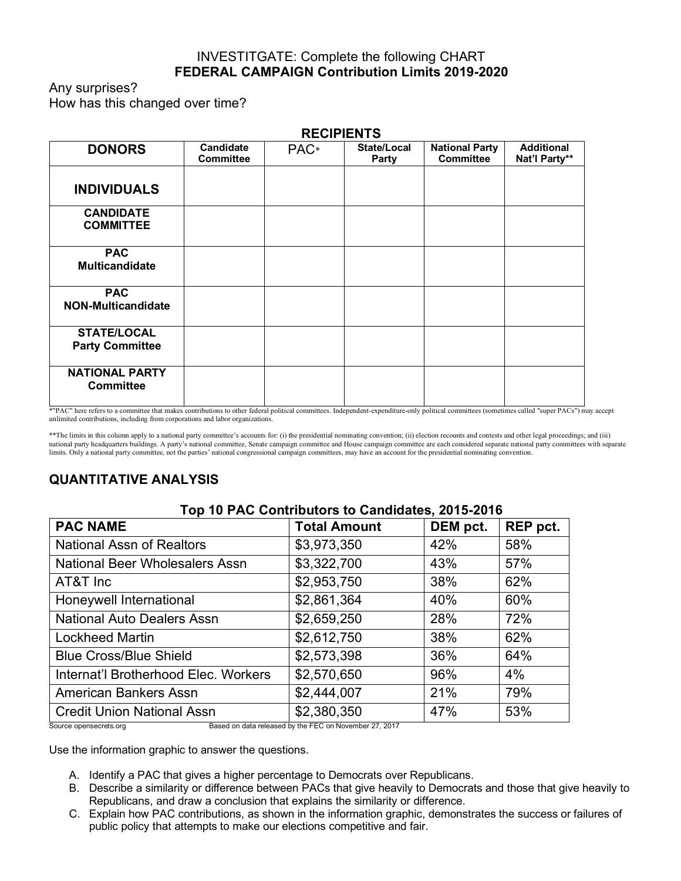## INVESTITGATE: Complete the following CHART
## FEDERAL CAMPAIGN Contribution Limits 2019-2020

Any surprises?
How has this changed over time?

| | RECIPIENTS | | | | |
|---|---|---|---|---|---|
| **DONORS** | **Candidate Committee** | PAC* | **State/Local Party** | **National Party Committee** | **Additional Nat'l Party**** |
| **INDIVIDUALS** | | | | | |
| **CANDIDATE COMMITTEE** | | | | | |
| **PAC Multicandidate** | | | | | |
| **PAC NON-Multicandidate** | | | | | |
| **STATE/LOCAL Party Committee** | | | | | |
| **NATIONAL PARTY Committee** | | | | | |

*"PAC" here refers to a committee that makes contributions to other federal political committees. Independent-expenditure-only political committees (sometimes called "super PACs") may accept unlimited contributions, including from corporations and labor organizations.

**The limits in this column apply to a national party committee's accounts for: (i) the presidential nominating convention; (ii) election recounts and contests and other legal proceedings; and (iii) national party headquarters buildings. A party's national committee, Senate campaign committee and House campaign committee are each considered separate national party committees with separate limits. Only a national party committee, not the parties' national congressional campaign committees, may have an account for the presidential nominating convention.

## QUANTITATIVE ANALYSIS

### Top 10 PAC Contributors to Candidates, 2015-2016

| PAC NAME | Total Amount | DEM pct. | REP pct. |
|---|---|---|---|
| National Assn of Realtors | $3,973,350 | 42% | 58% |
| National Beer Wholesalers Assn | $3,322,700 | 43% | 57% |
| AT&T Inc | $2,953,750 | 38% | 62% |
| Honeywell International | $2,861,364 | 40% | 60% |
| National Auto Dealers Assn | $2,659,250 | 28% | 72% |
| Lockheed Martin | $2,612,750 | 38% | 62% |
| Blue Cross/Blue Shield | $2,573,398 | 36% | 64% |
| Internat'l Brotherhood Elec. Workers | $2,570,650 | 96% | 4% |
| American Bankers Assn | $2,444,007 | 21% | 79% |
| Credit Union National Assn | $2,380,350 | 47% | 53% |

Source opensecrets.org    Based on data released by the FEC on November 27, 2017

Use the information graphic to answer the questions.

A. Identify a PAC that gives a higher percentage to Democrats over Republicans.
B. Describe a similarity or difference between PACs that give heavily to Democrats and those that give heavily to Republicans, and draw a conclusion that explains the similarity or difference.
C. Explain how PAC contributions, as shown in the information graphic, demonstrates the success or failures of public policy that attempts to make our elections competitive and fair.